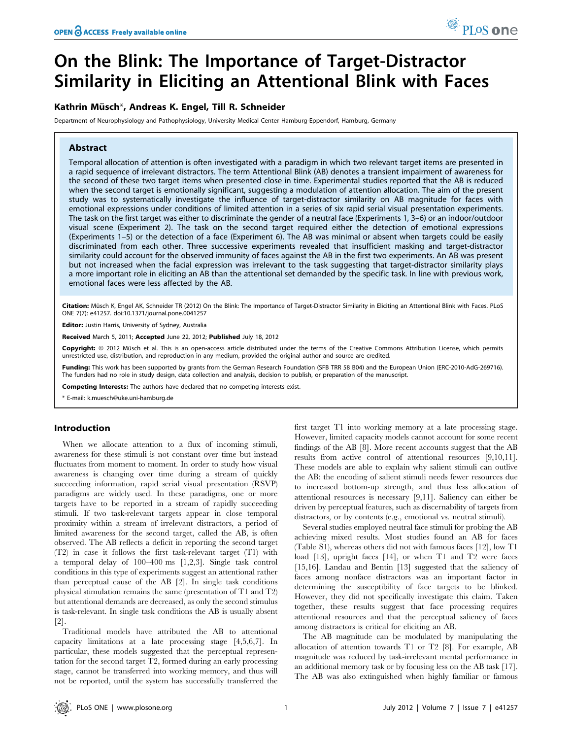# On the Blink: The Importance of Target-Distractor Similarity in Eliciting an Attentional Blink with Faces

**Kathrin Müsch\*, Andreas K. Engel, Till R. Schneider**

Department of Neurophysiology and Pathophysiology, University Medical Center Hamburg-Eppendorf, Hamburg, Germany

## Abstract

Temporal allocation of attention is often investigated with a paradigm in which two relevant target items are presented in a rapid sequence of irrelevant distractors. The term Attentional Blink (AB) denotes a transient impairment of awareness for the second of these two target items when presented close in time. Experimental studies reported that the AB is reduced when the second target is emotionally significant, suggesting a modulation of attention allocation. The aim of the present study was to systematically investigate the influence of target-distractor similarity on AB magnitude for faces with emotional expressions under conditions of limited attention in a series of six rapid serial visual presentation experiments. The task on the first target was either to discriminate the gender of a neutral face (Experiments 1, 3–6) or an indoor/outdoor visual scene (Experiment 2). The task on the second target required either the detection of emotional expressions (Experiments 1–5) or the detection of a face (Experiment 6). The AB was minimal or absent when targets could be easily discriminated from each other. Three successive experiments revealed that insufficient masking and target-distractor similarity could account for the observed immunity of faces against the AB in the first two experiments. An AB was present but not increased when the facial expression was irrelevant to the task suggesting that target-distractor similarity plays a more important role in eliciting an AB than the attentional set demanded by the specific task. In line with previous work, emotional faces were less affected by the AB.

**Citation:** Müsch K, Engel AK, Schneider TR (2012) On the Blink: The Importance of Target-Distractor Similarity in Eliciting an Attentional Blink with Faces. PLoS ONE 7(7): e41257. doi:10.1371/journal.pone.0041257

**Editor:** Justin Harris, University of Sydney, Australia

**Received** March 5, 2011; **Accepted** June 22, 2012; **Published** July 18, 2012

**Copyright:** © 2012 Müsch et al. This is an open-access article distributed under the terms of the Creative Commons Attribution License, which permits unrestricted use, distribution, and reproduction in any medium, provided the original author and source are credited.

**Funding:** This work has been supported by grants from the German Research Foundation (SFB TRR 58 B04) and the European Union (ERC-2010-AdG-269716). The funders had no role in study design, data collection and analysis, decision to publish, or preparation of the manuscript.

**Competing Interests:** The authors have declared that no competing interests exist.

\* E-mail: k.muesch@uke.uni-hamburg.de

## Introduction

When we allocate attention to a flux of incoming stimuli, awareness for these stimuli is not constant over time but instead fluctuates from moment to moment. In order to study how visual awareness is changing over time during a stream of quickly succeeding information, rapid serial visual presentation (RSVP) paradigms are widely used. In these paradigms, one or more targets have to be reported in a stream of rapidly succeeding stimuli. If two task-relevant targets appear in close temporal proximity within a stream of irrelevant distractors, a period of limited awareness for the second target, called the AB, is often observed. The AB reflects a deficit in reporting the second target (T2) in case it follows the first task-relevant target (T1) with a temporal delay of 100–400 ms [1,2,3]. Single task control conditions in this type of experiments suggest an attentional rather than perceptual cause of the AB [2]. In single task conditions physical stimulation remains the same (presentation of T1 and T2) but attentional demands are decreased, as only the second stimulus is task-relevant. In single task conditions the AB is usually absent [2].

Traditional models have attributed the AB to attentional capacity limitations at a late processing stage [4,5,6,7]. In particular, these models suggested that the perceptual representation for the second target T2, formed during an early processing stage, cannot be transferred into working memory, and thus will not be reported, until the system has successfully transferred the first target T1 into working memory at a late processing stage. However, limited capacity models cannot account for some recent findings of the AB [8]. More recent accounts suggest that the AB results from active control of attentional resources [9,10,11]. These models are able to explain why salient stimuli can outlive the AB: the encoding of salient stimuli needs fewer resources due to increased bottom-up strength, and thus less allocation of attentional resources is necessary [9,11]. Saliency can either be driven by perceptual features, such as discernability of targets from distractors, or by contents (e.g., emotional vs. neutral stimuli).

Several studies employed neutral face stimuli for probing the AB achieving mixed results. Most studies found an AB for faces (Table S1), whereas others did not with famous faces [12], low T1 load [13], upright faces [14], or when T1 and T2 were faces [15,16]. Landau and Bentin [13] suggested that the saliency of faces among nonface distractors was an important factor in determining the susceptibility of face targets to be blinked. However, they did not specifically investigate this claim. Taken together, these results suggest that face processing requires attentional resources and that the perceptual saliency of faces among distractors is critical for eliciting an AB.

The AB magnitude can be modulated by manipulating the allocation of attention towards T1 or T2 [8]. For example, AB magnitude was reduced by task-irrelevant mental performance in an additional memory task or by focusing less on the AB task [17]. The AB was also extinguished when highly familiar or famous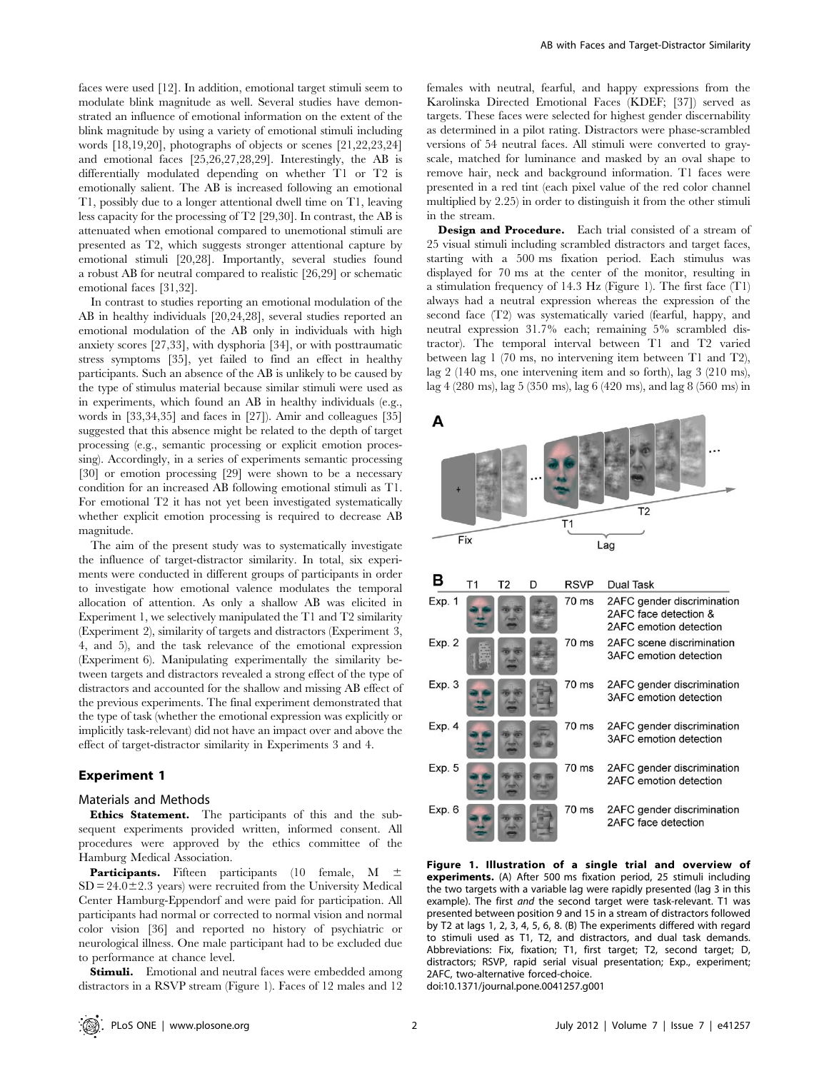faces were used [12]. In addition, emotional target stimuli seem to modulate blink magnitude as well. Several studies have demonstrated an influence of emotional information on the extent of the blink magnitude by using a variety of emotional stimuli including words [18,19,20], photographs of objects or scenes [21,22,23,24] and emotional faces [25,26,27,28,29]. Interestingly, the AB is differentially modulated depending on whether T1 or T2 is emotionally salient. The AB is increased following an emotional T1, possibly due to a longer attentional dwell time on T1, leaving less capacity for the processing of T2 [29,30]. In contrast, the AB is attenuated when emotional compared to unemotional stimuli are presented as T2, which suggests stronger attentional capture by emotional stimuli [20,28]. Importantly, several studies found a robust AB for neutral compared to realistic [26,29] or schematic emotional faces [31,32].

In contrast to studies reporting an emotional modulation of the AB in healthy individuals [20,24,28], several studies reported an emotional modulation of the AB only in individuals with high anxiety scores [27,33], with dysphoria [34], or with posttraumatic stress symptoms [35], yet failed to find an effect in healthy participants. Such an absence of the AB is unlikely to be caused by the type of stimulus material because similar stimuli were used as in experiments, which found an AB in healthy individuals (e.g., words in [33,34,35] and faces in [27]). Amir and colleagues [35] suggested that this absence might be related to the depth of target processing (e.g., semantic processing or explicit emotion processing). Accordingly, in a series of experiments semantic processing [30] or emotion processing [29] were shown to be a necessary condition for an increased AB following emotional stimuli as T1. For emotional T2 it has not yet been investigated systematically whether explicit emotion processing is required to decrease AB magnitude.

The aim of the present study was to systematically investigate the influence of target-distractor similarity. In total, six experiments were conducted in different groups of participants in order to investigate how emotional valence modulates the temporal allocation of attention. As only a shallow AB was elicited in Experiment 1, we selectively manipulated the T1 and T2 similarity (Experiment 2), similarity of targets and distractors (Experiment 3, 4, and 5), and the task relevance of the emotional expression (Experiment 6). Manipulating experimentally the similarity between targets and distractors revealed a strong effect of the type of distractors and accounted for the shallow and missing AB effect of the previous experiments. The final experiment demonstrated that the type of task (whether the emotional expression was explicitly or implicitly task-relevant) did not have an impact over and above the effect of target-distractor similarity in Experiments 3 and 4.

## Experiment 1

### Materials and Methods

**Ethics Statement.** The participants of this and the subsequent experiments provided written, informed consent. All procedures were approved by the ethics committee of the Hamburg Medical Association.

**Participants.** Fifteen participants (10 female, M $\pm$ SD = 24.0 $\pm$ 2.3 years) were recruited from the University Medical Center Hamburg-Eppendorf and were paid for participation. All participants had normal or corrected to normal vision and normal color vision [36] and reported no history of psychiatric or neurological illness. One male participant had to be excluded due to performance at chance level.

**Stimuli.** Emotional and neutral faces were embedded among distractors in a RSVP stream (Figure 1). Faces of 12 males and 12 females with neutral, fearful, and happy expressions from the Karolinska Directed Emotional Faces (KDEF; [37]) served as targets. These faces were selected for highest gender discernability as determined in a pilot rating. Distractors were phase-scrambled versions of 54 neutral faces. All stimuli were converted to grayscale, matched for luminance and masked by an oval shape to remove hair, neck and background information. T1 faces were presented in a red tint (each pixel value of the red color channel multiplied by 2.25) in order to distinguish it from the other stimuli in the stream.

**Design and Procedure.** Each trial consisted of a stream of 25 visual stimuli including scrambled distractors and target faces, starting with a 500 ms fixation period. Each stimulus was displayed for 70 ms at the center of the monitor, resulting in a stimulation frequency of 14.3 Hz (Figure 1). The first face (T1) always had a neutral expression whereas the expression of the second face (T2) was systematically varied (fearful, happy, and neutral expression 31.7% each; remaining 5% scrambled distractor). The temporal interval between T1 and T2 varied between lag 1 (70 ms, no intervening item between T1 and T2), lag 2 (140 ms, one intervening item and so forth), lag 3 (210 ms), lag 4 (280 ms), lag 5 (350 ms), lag 6 (420 ms), and lag 8 (560 ms) in

A

Fix

T1

T2

Lag

B

| | T1 | T2 | D | RSVP | Dual Task |
|---|---|---|---|---|---|
| Exp. 1 | | | | 70 ms | 2AFC gender discrimination 2AFC face detection & 2AFC emotion detection |
| Exp. 2 | | | | 70 ms | 2AFC scene discrimination 3AFC emotion detection |
| Exp. 3 | | | | 70 ms | 2AFC gender discrimination 3AFC emotion detection |
| Exp. 4 | | | | 70 ms | 2AFC gender discrimination 3AFC emotion detection |
| Exp. 5 | | | | 70 ms | 2AFC gender discrimination 2AFC emotion detection |
| Exp. 6 | | | | 70 ms | 2AFC gender discrimination 2AFC face detection |

**Figure 1. Illustration of a single trial and overview of experiments.** (A) After 500 ms fixation period, 25 stimuli including the two targets with a variable lag were rapidly presented (lag 3 in this example). The first *and* the second target were task-relevant. T1 was presented between position 9 and 15 in a stream of distractors followed by T2 at lags 1, 2, 3, 4, 5, 6, 8. (B) The experiments differed with regard to stimuli used as T1, T2, and distractors, and dual task demands. Abbreviations: Fix, fixation; T1, first target; T2, second target; D, distractors; RSVP, rapid serial visual presentation; Exp., experiment; 2AFC, two-alternative forced-choice.
doi:10.1371/journal.pone.0041257.g001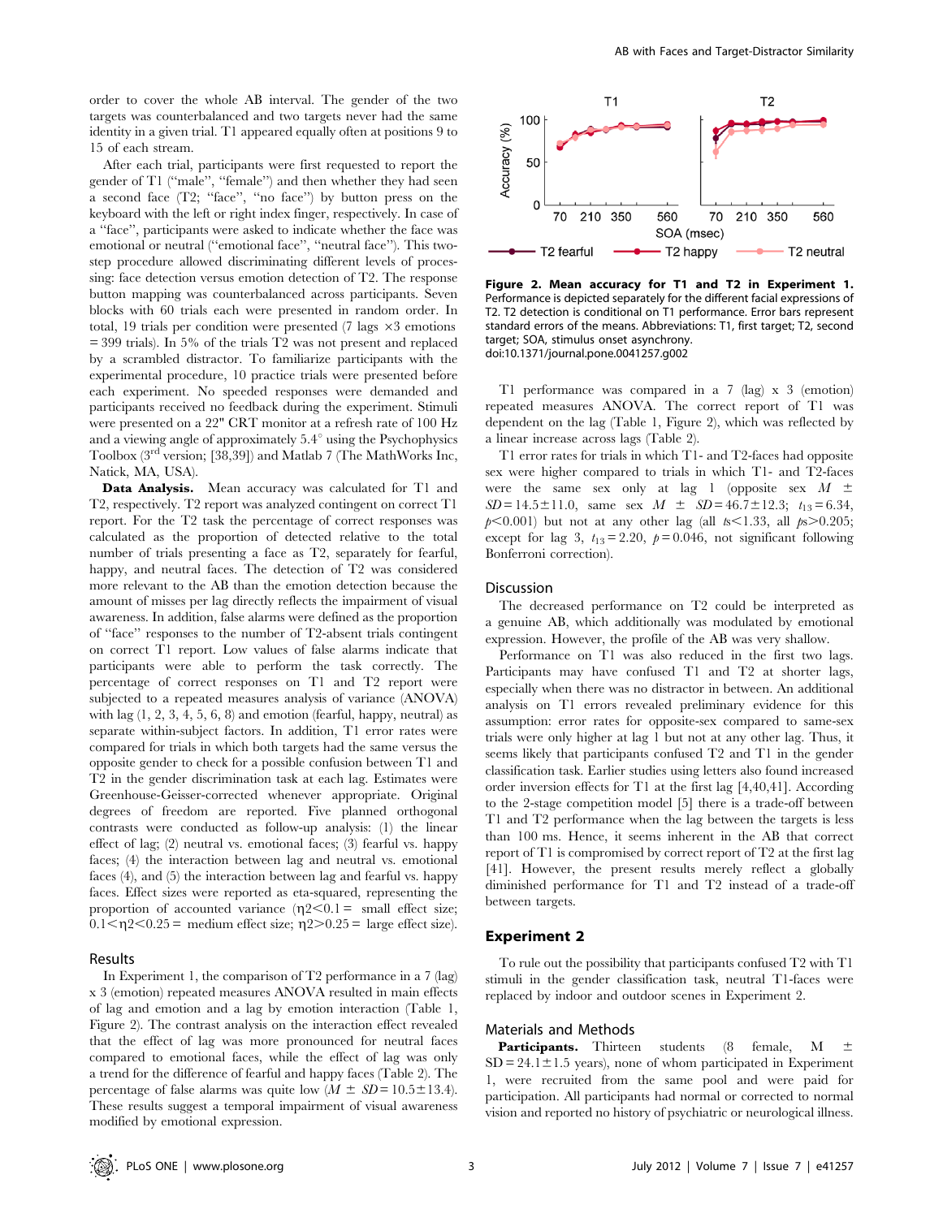order to cover the whole AB interval. The gender of the two targets was counterbalanced and two targets never had the same identity in a given trial. T1 appeared equally often at positions 9 to 15 of each stream.

After each trial, participants were first requested to report the gender of T1 (''male'', ''female'') and then whether they had seen a second face (T2; ''face'', ''no face'') by button press on the keyboard with the left or right index finger, respectively. In case of a ''face'', participants were asked to indicate whether the face was emotional or neutral (''emotional face'', ''neutral face''). This two-step procedure allowed discriminating different levels of processing: face detection versus emotion detection of T2. The response button mapping was counterbalanced across participants. Seven blocks with 60 trials each were presented in random order. In total, 19 trials per condition were presented (7 lags ×3 emotions = 399 trials). In 5% of the trials T2 was not present and replaced by a scrambled distractor. To familiarize participants with the experimental procedure, 10 practice trials were presented before each experiment. No speeded responses were demanded and participants received no feedback during the experiment. Stimuli were presented on a 22" CRT monitor at a refresh rate of 100 Hz and a viewing angle of approximately 5.4° using the Psychophysics Toolbox (3rd version; [38,39]) and Matlab 7 (The MathWorks Inc, Natick, MA, USA).

**Data Analysis.** Mean accuracy was calculated for T1 and T2, respectively. T2 report was analyzed contingent on correct T1 report. For the T2 task the percentage of correct responses was calculated as the proportion of detected relative to the total number of trials presenting a face as T2, separately for fearful, happy, and neutral faces. The detection of T2 was considered more relevant to the AB than the emotion detection because the amount of misses per lag directly reflects the impairment of visual awareness. In addition, false alarms were defined as the proportion of ''face'' responses to the number of T2-absent trials contingent on correct T1 report. Low values of false alarms indicate that participants were able to perform the task correctly. The percentage of correct responses on T1 and T2 report were subjected to a repeated measures analysis of variance (ANOVA) with lag (1, 2, 3, 4, 5, 6, 8) and emotion (fearful, happy, neutral) as separate within-subject factors. In addition, T1 error rates were compared for trials in which both targets had the same versus the opposite gender to check for a possible confusion between T1 and T2 in the gender discrimination task at each lag. Estimates were Greenhouse-Geisser-corrected whenever appropriate. Original degrees of freedom are reported. Five planned orthogonal contrasts were conducted as follow-up analysis: (1) the linear effect of lag; (2) neutral vs. emotional faces; (3) fearful vs. happy faces; (4) the interaction between lag and neutral vs. emotional faces (4), and (5) the interaction between lag and fearful vs. happy faces. Effect sizes were reported as eta-squared, representing the proportion of accounted variance ($\eta2<0.1$ = small effect size; $0.1<\eta2<0.25$ = medium effect size; $\eta2>0.25$ = large effect size).

## Results

In Experiment 1, the comparison of T2 performance in a 7 (lag) x 3 (emotion) repeated measures ANOVA resulted in main effects of lag and emotion and a lag by emotion interaction (Table 1, Figure 2). The contrast analysis on the interaction effect revealed that the effect of lag was more pronounced for neutral faces compared to emotional faces, while the effect of lag was only a trend for the difference of fearful and happy faces (Table 2). The percentage of false alarms was quite low ($M \pm SD = 10.5 \pm 13.4$). These results suggest a temporal impairment of visual awareness modified by emotional expression.

T1

T2

Accuracy (%)

100

50

0

70 210 350 560

70 210 350 560

SOA (msec)

T2 fearful T2 happy T2 neutral

**Figure 2. Mean accuracy for T1 and T2 in Experiment 1.** Performance is depicted separately for the different facial expressions of T2. T2 detection is conditional on T1 performance. Error bars represent standard errors of the means. Abbreviations: T1, first target; T2, second target; SOA, stimulus onset asynchrony.
doi:10.1371/journal.pone.0041257.g002

T1 performance was compared in a 7 (lag) x 3 (emotion) repeated measures ANOVA. The correct report of T1 was dependent on the lag (Table 1, Figure 2), which was reflected by a linear increase across lags (Table 2).

T1 error rates for trials in which T1- and T2-faces had opposite sex were higher compared to trials in which T1- and T2-faces were the same sex only at lag 1 (opposite sex $M \pm SD = 14.5 \pm 11.0$, same sex $M \pm SD = 46.7 \pm 12.3$; $t_{13} = 6.34$, $p<0.001$) but not at any other lag (all $ts<1.33$, all $ps>0.205$; except for lag 3, $t_{13} = 2.20$, $p = 0.046$, not significant following Bonferroni correction).

## Discussion

The decreased performance on T2 could be interpreted as a genuine AB, which additionally was modulated by emotional expression. However, the profile of the AB was very shallow.

Performance on T1 was also reduced in the first two lags. Participants may have confused T1 and T2 at shorter lags, especially when there was no distractor in between. An additional analysis on T1 errors revealed preliminary evidence for this assumption: error rates for opposite-sex compared to same-sex trials were only higher at lag 1 but not at any other lag. Thus, it seems likely that participants confused T2 and T1 in the gender classification task. Earlier studies using letters also found increased order inversion effects for T1 at the first lag [4,40,41]. According to the 2-stage competition model [5] there is a trade-off between T1 and T2 performance when the lag between the targets is less than 100 ms. Hence, it seems inherent in the AB that correct report of T1 is compromised by correct report of T2 at the first lag [41]. However, the present results merely reflect a globally diminished performance for T1 and T2 instead of a trade-off between targets.

# Experiment 2

To rule out the possibility that participants confused T2 with T1 stimuli in the gender classification task, neutral T1-faces were replaced by indoor and outdoor scenes in Experiment 2.

## Materials and Methods

**Participants.** Thirteen students (8 female, $M \pm SD = 24.1 \pm 1.5$ years), none of whom participated in Experiment 1, were recruited from the same pool and were paid for participation. All participants had normal or corrected to normal vision and reported no history of psychiatric or neurological illness.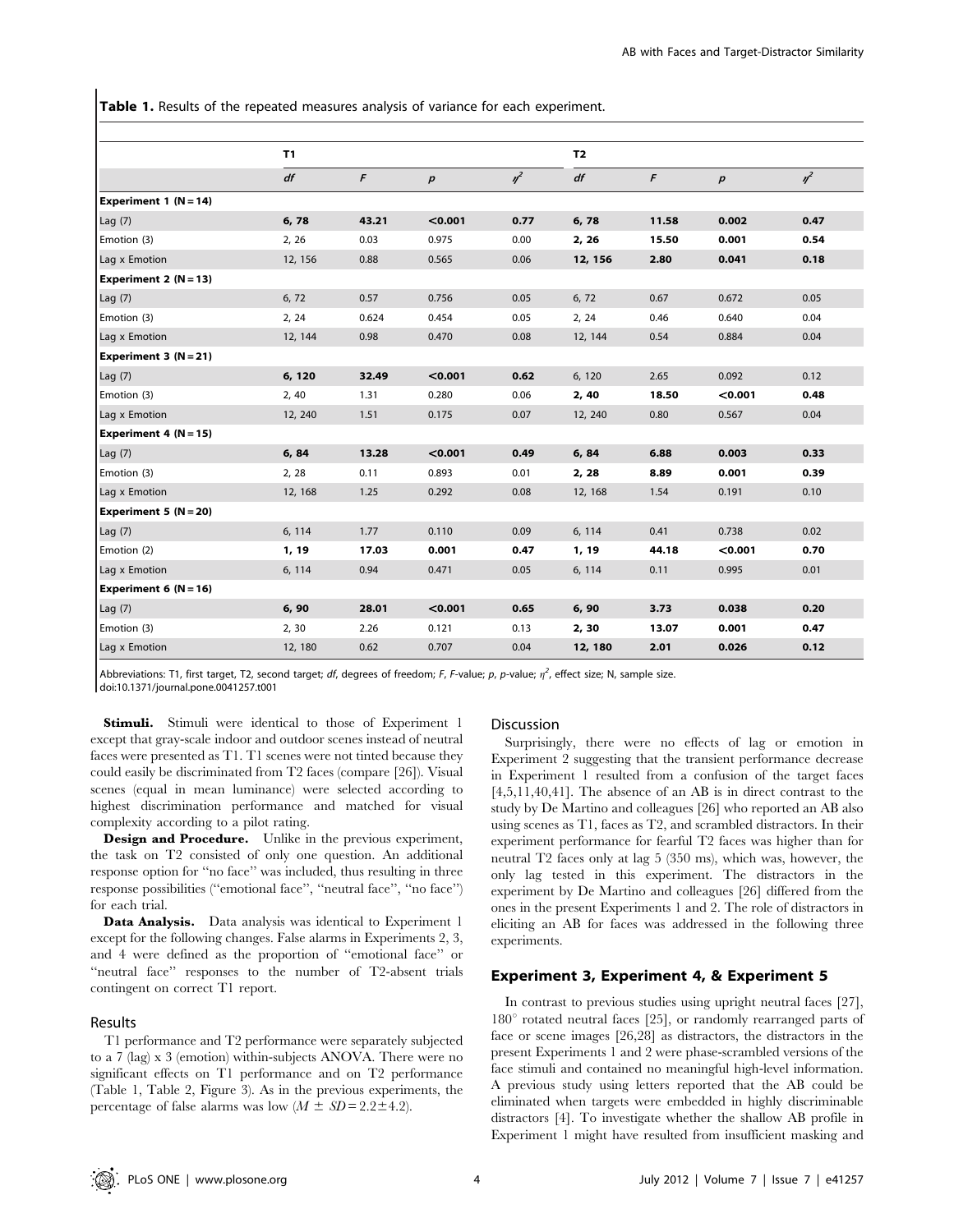**Table 1.** Results of the repeated measures analysis of variance for each experiment.

| | T1 | | | | T2 | | | |
|---|---|---|---|---|---|---|---|---|
| | *df* | *F* | *p* | $\eta^2$ | *df* | *F* | *p* | $\eta^2$ |
| **Experiment 1 (N = 14)** | | | | | | | | |
| Lag (7) | **6, 78** | **43.21** | **<0.001** | **0.77** | **6, 78** | **11.58** | **0.002** | **0.47** |
| Emotion (3) | 2, 26 | 0.03 | 0.975 | 0.00 | **2, 26** | **15.50** | **0.001** | **0.54** |
| Lag x Emotion | 12, 156 | 0.88 | 0.565 | 0.06 | **12, 156** | **2.80** | **0.041** | **0.18** |
| **Experiment 2 (N = 13)** | | | | | | | | |
| Lag (7) | 6, 72 | 0.57 | 0.756 | 0.05 | 6, 72 | 0.67 | 0.672 | 0.05 |
| Emotion (3) | 2, 24 | 0.624 | 0.454 | 0.05 | 2, 24 | 0.46 | 0.640 | 0.04 |
| Lag x Emotion | 12, 144 | 0.98 | 0.470 | 0.08 | 12, 144 | 0.54 | 0.884 | 0.04 |
| **Experiment 3 (N = 21)** | | | | | | | | |
| Lag (7) | **6, 120** | **32.49** | **<0.001** | **0.62** | 6, 120 | 2.65 | 0.092 | 0.12 |
| Emotion (3) | 2, 40 | 1.31 | 0.280 | 0.06 | **2, 40** | **18.50** | **<0.001** | **0.48** |
| Lag x Emotion | 12, 240 | 1.51 | 0.175 | 0.07 | 12, 240 | 0.80 | 0.567 | 0.04 |
| **Experiment 4 (N = 15)** | | | | | | | | |
| Lag (7) | **6, 84** | **13.28** | **<0.001** | **0.49** | **6, 84** | **6.88** | **0.003** | **0.33** |
| Emotion (3) | 2, 28 | 0.11 | 0.893 | 0.01 | **2, 28** | **8.89** | **0.001** | **0.39** |
| Lag x Emotion | 12, 168 | 1.25 | 0.292 | 0.08 | 12, 168 | 1.54 | 0.191 | 0.10 |
| **Experiment 5 (N = 20)** | | | | | | | | |
| Lag (7) | 6, 114 | 1.77 | 0.110 | 0.09 | 6, 114 | 0.41 | 0.738 | 0.02 |
| Emotion (2) | **1, 19** | **17.03** | **0.001** | **0.47** | **1, 19** | **44.18** | **<0.001** | **0.70** |
| Lag x Emotion | 6, 114 | 0.94 | 0.471 | 0.05 | 6, 114 | 0.11 | 0.995 | 0.01 |
| **Experiment 6 (N = 16)** | | | | | | | | |
| Lag (7) | **6, 90** | **28.01** | **<0.001** | **0.65** | **6, 90** | **3.73** | **0.038** | **0.20** |
| Emotion (3) | 2, 30 | 2.26 | 0.121 | 0.13 | **2, 30** | **13.07** | **0.001** | **0.47** |
| Lag x Emotion | 12, 180 | 0.62 | 0.707 | 0.04 | **12, 180** | **2.01** | **0.026** | **0.12** |

Abbreviations: T1, first target, T2, second target; *df*, degrees of freedom; *F*, *F*-value; *p*, *p*-value; $\eta^2$, effect size; N, sample size.
doi:10.1371/journal.pone.0041257.t001

**Stimuli.** Stimuli were identical to those of Experiment 1 except that gray-scale indoor and outdoor scenes instead of neutral faces were presented as T1. T1 scenes were not tinted because they could easily be discriminated from T2 faces (compare [26]). Visual scenes (equal in mean luminance) were selected according to highest discrimination performance and matched for visual complexity according to a pilot rating.

**Design and Procedure.** Unlike in the previous experiment, the task on T2 consisted of only one question. An additional response option for "no face" was included, thus resulting in three response possibilities ("emotional face", "neutral face", "no face") for each trial.

**Data Analysis.** Data analysis was identical to Experiment 1 except for the following changes. False alarms in Experiments 2, 3, and 4 were defined as the proportion of "emotional face" or "neutral face" responses to the number of T2-absent trials contingent on correct T1 report.

### Results

T1 performance and T2 performance were separately subjected to a 7 (lag) x 3 (emotion) within-subjects ANOVA. There were no significant effects on T1 performance and on T2 performance (Table 1, Table 2, Figure 3). As in the previous experiments, the percentage of false alarms was low ($M \pm SD = 2.2 \pm 4.2$).

### Discussion

Surprisingly, there were no effects of lag or emotion in Experiment 2 suggesting that the transient performance decrease in Experiment 1 resulted from a confusion of the target faces [4,5,11,40,41]. The absence of an AB is in direct contrast to the study by De Martino and colleagues [26] who reported an AB also using scenes as T1, faces as T2, and scrambled distractors. In their experiment performance for fearful T2 faces was higher than for neutral T2 faces only at lag 5 (350 ms), which was, however, the only lag tested in this experiment. The distractors in the experiment by De Martino and colleagues [26] differed from the ones in the present Experiments 1 and 2. The role of distractors in eliciting an AB for faces was addressed in the following three experiments.

## Experiment 3, Experiment 4, & Experiment 5

In contrast to previous studies using upright neutral faces [27], 180° rotated neutral faces [25], or randomly rearranged parts of face or scene images [26,28] as distractors, the distractors in the present Experiments 1 and 2 were phase-scrambled versions of the face stimuli and contained no meaningful high-level information. A previous study using letters reported that the AB could be eliminated when targets were embedded in highly discriminable distractors [4]. To investigate whether the shallow AB profile in Experiment 1 might have resulted from insufficient masking and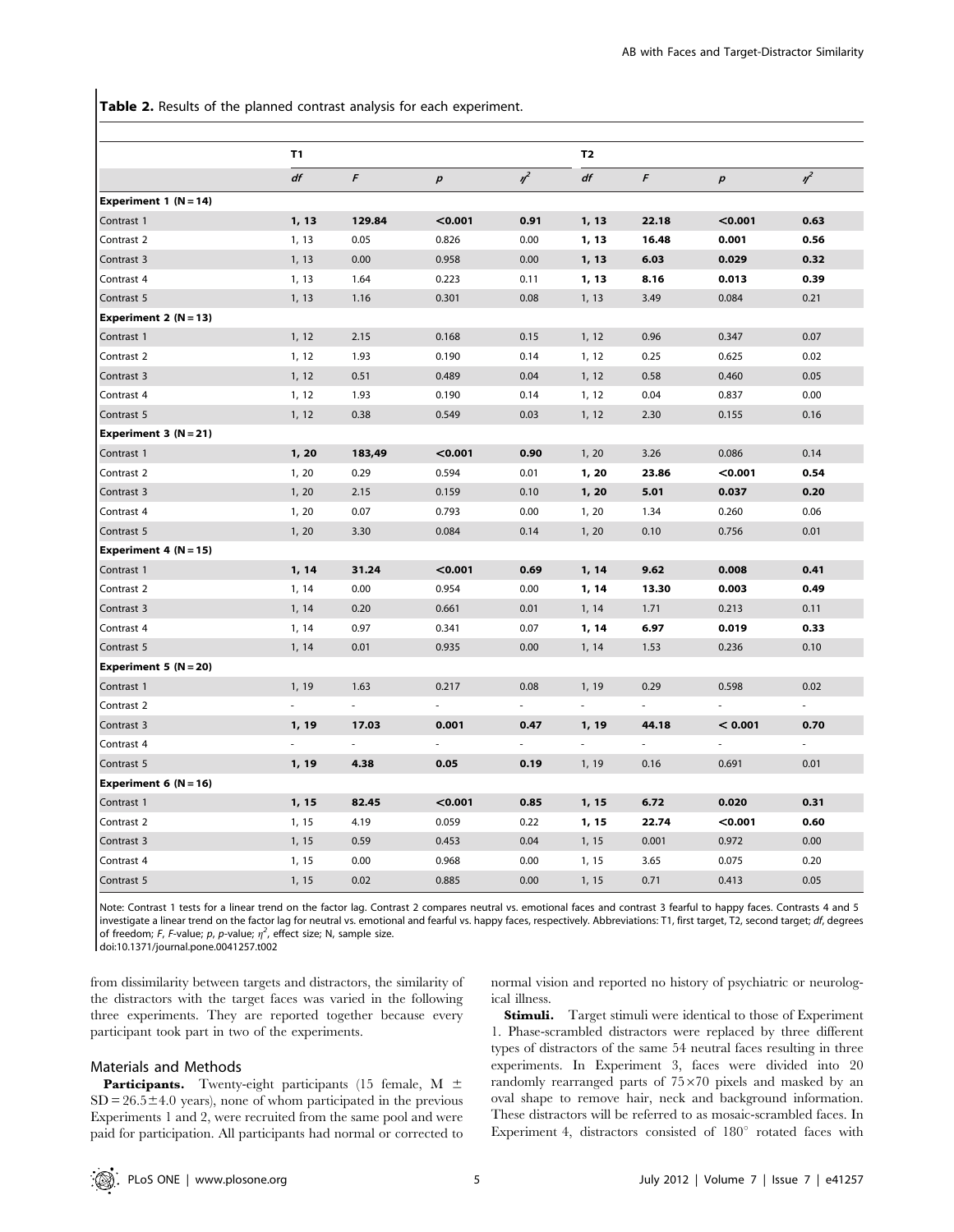**Table 2.** Results of the planned contrast analysis for each experiment.

| | T1 | | | | T2 | | | |
|---|---|---|---|---|---|---|---|---|
| | *df* | *F* | *p* | $\eta^2$ | *df* | *F* | *p* | $\eta^2$ |
| **Experiment 1 (N = 14)** | | | | | | | | |
| Contrast 1 | **1, 13** | **129.84** | **<0.001** | **0.91** | **1, 13** | **22.18** | **<0.001** | **0.63** |
| Contrast 2 | 1, 13 | 0.05 | 0.826 | 0.00 | **1, 13** | **16.48** | **0.001** | **0.56** |
| Contrast 3 | 1, 13 | 0.00 | 0.958 | 0.00 | **1, 13** | **6.03** | **0.029** | **0.32** |
| Contrast 4 | 1, 13 | 1.64 | 0.223 | 0.11 | **1, 13** | **8.16** | **0.013** | **0.39** |
| Contrast 5 | 1, 13 | 1.16 | 0.301 | 0.08 | 1, 13 | 3.49 | 0.084 | 0.21 |
| **Experiment 2 (N = 13)** | | | | | | | | |
| Contrast 1 | 1, 12 | 2.15 | 0.168 | 0.15 | 1, 12 | 0.96 | 0.347 | 0.07 |
| Contrast 2 | 1, 12 | 1.93 | 0.190 | 0.14 | 1, 12 | 0.25 | 0.625 | 0.02 |
| Contrast 3 | 1, 12 | 0.51 | 0.489 | 0.04 | 1, 12 | 0.58 | 0.460 | 0.05 |
| Contrast 4 | 1, 12 | 1.93 | 0.190 | 0.14 | 1, 12 | 0.04 | 0.837 | 0.00 |
| Contrast 5 | 1, 12 | 0.38 | 0.549 | 0.03 | 1, 12 | 2.30 | 0.155 | 0.16 |
| **Experiment 3 (N = 21)** | | | | | | | | |
| Contrast 1 | **1, 20** | **183,49** | **<0.001** | **0.90** | 1, 20 | 3.26 | 0.086 | 0.14 |
| Contrast 2 | 1, 20 | 0.29 | 0.594 | 0.01 | **1, 20** | **23.86** | **<0.001** | **0.54** |
| Contrast 3 | 1, 20 | 2.15 | 0.159 | 0.10 | **1, 20** | **5.01** | **0.037** | **0.20** |
| Contrast 4 | 1, 20 | 0.07 | 0.793 | 0.00 | 1, 20 | 1.34 | 0.260 | 0.06 |
| Contrast 5 | 1, 20 | 3.30 | 0.084 | 0.14 | 1, 20 | 0.10 | 0.756 | 0.01 |
| **Experiment 4 (N = 15)** | | | | | | | | |
| Contrast 1 | **1, 14** | **31.24** | **<0.001** | **0.69** | **1, 14** | **9.62** | **0.008** | **0.41** |
| Contrast 2 | 1, 14 | 0.00 | 0.954 | 0.00 | **1, 14** | **13.30** | **0.003** | **0.49** |
| Contrast 3 | 1, 14 | 0.20 | 0.661 | 0.01 | 1, 14 | 1.71 | 0.213 | 0.11 |
| Contrast 4 | 1, 14 | 0.97 | 0.341 | 0.07 | **1, 14** | **6.97** | **0.019** | **0.33** |
| Contrast 5 | 1, 14 | 0.01 | 0.935 | 0.00 | 1, 14 | 1.53 | 0.236 | 0.10 |
| **Experiment 5 (N = 20)** | | | | | | | | |
| Contrast 1 | 1, 19 | 1.63 | 0.217 | 0.08 | 1, 19 | 0.29 | 0.598 | 0.02 |
| Contrast 2 | - | - | - | - | - | - | - | - |
| Contrast 3 | **1, 19** | **17.03** | **0.001** | **0.47** | **1, 19** | **44.18** | **< 0.001** | **0.70** |
| Contrast 4 | - | - | - | - | - | - | - | - |
| Contrast 5 | **1, 19** | **4.38** | **0.05** | **0.19** | 1, 19 | 0.16 | 0.691 | 0.01 |
| **Experiment 6 (N = 16)** | | | | | | | | |
| Contrast 1 | **1, 15** | **82.45** | **<0.001** | **0.85** | **1, 15** | **6.72** | **0.020** | **0.31** |
| Contrast 2 | 1, 15 | 4.19 | 0.059 | 0.22 | **1, 15** | **22.74** | **<0.001** | **0.60** |
| Contrast 3 | 1, 15 | 0.59 | 0.453 | 0.04 | 1, 15 | 0.001 | 0.972 | 0.00 |
| Contrast 4 | 1, 15 | 0.00 | 0.968 | 0.00 | 1, 15 | 3.65 | 0.075 | 0.20 |
| Contrast 5 | 1, 15 | 0.02 | 0.885 | 0.00 | 1, 15 | 0.71 | 0.413 | 0.05 |

Note: Contrast 1 tests for a linear trend on the factor lag. Contrast 2 compares neutral vs. emotional faces and contrast 3 fearful to happy faces. Contrasts 4 and 5 investigate a linear trend on the factor lag for neutral vs. emotional and fearful vs. happy faces, respectively. Abbreviations: T1, first target, T2, second target; *df*, degrees of freedom; *F*, *F*-value; *p*, *p*-value; $\eta^2$, effect size; N, sample size.

doi:10.1371/journal.pone.0041257.t002

from dissimilarity between targets and distractors, the similarity of the distractors with the target faces was varied in the following three experiments. They are reported together because every participant took part in two of the experiments.

## Materials and Methods

**Participants.** Twenty-eight participants (15 female, M $\pm$ SD = 26.5 $\pm$ 4.0 years), none of whom participated in the previous Experiments 1 and 2, were recruited from the same pool and were paid for participation. All participants had normal or corrected to normal vision and reported no history of psychiatric or neurological illness.

**Stimuli.** Target stimuli were identical to those of Experiment 1. Phase-scrambled distractors were replaced by three different types of distractors of the same 54 neutral faces resulting in three experiments. In Experiment 3, faces were divided into 20 randomly rearranged parts of $75 \times 70$ pixels and masked by an oval shape to remove hair, neck and background information. These distractors will be referred to as mosaic-scrambled faces. In Experiment 4, distractors consisted of $180^\circ$ rotated faces with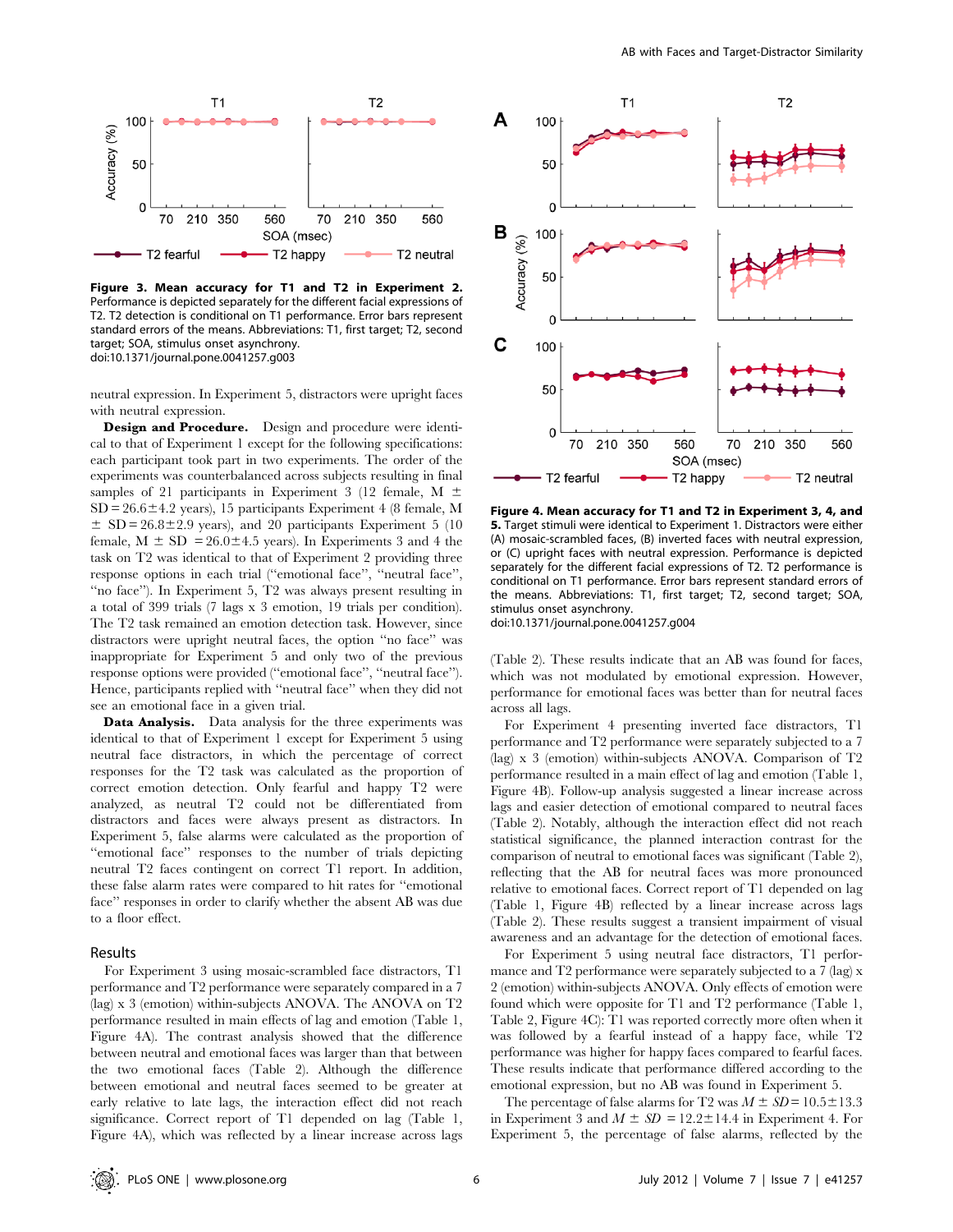T1

T2

100

50

0

Accuracy (%)

70 210 350 560

70 210 350 560

SOA (msec)

T2 fearful T2 happy T2 neutral

**Figure 3. Mean accuracy for T1 and T2 in Experiment 2.** Performance is depicted separately for the different facial expressions of T2. T2 detection is conditional on T1 performance. Error bars represent standard errors of the means. Abbreviations: T1, first target; T2, second target; SOA, stimulus onset asynchrony.
doi:10.1371/journal.pone.0041257.g003

neutral expression. In Experiment 5, distractors were upright faces with neutral expression.

**Design and Procedure.** Design and procedure were identical to that of Experiment 1 except for the following specifications: each participant took part in two experiments. The order of the experiments was counterbalanced across subjects resulting in final samples of 21 participants in Experiment 3 (12 female, M ± SD = 26.6±4.2 years), 15 participants Experiment 4 (8 female, M ± SD = 26.8±2.9 years), and 20 participants Experiment 5 (10 female, M ± SD = 26.0±4.5 years). In Experiments 3 and 4 the task on T2 was identical to that of Experiment 2 providing three response options in each trial ("emotional face", "neutral face", "no face"). In Experiment 5, T2 was always present resulting in a total of 399 trials (7 lags x 3 emotion, 19 trials per condition). The T2 task remained an emotion detection task. However, since distractors were upright neutral faces, the option "no face" was inappropriate for Experiment 5 and only two of the previous response options were provided ("emotional face", "neutral face"). Hence, participants replied with "neutral face" when they did not see an emotional face in a given trial.

**Data Analysis.** Data analysis for the three experiments was identical to that of Experiment 1 except for Experiment 5 using neutral face distractors, in which the percentage of correct responses for the T2 task was calculated as the proportion of correct emotion detection. Only fearful and happy T2 were analyzed, as neutral T2 could not be differentiated from distractors and faces were always present as distractors. In Experiment 5, false alarms were calculated as the proportion of "emotional face" responses to the number of trials depicting neutral T2 faces contingent on correct T1 report. In addition, these false alarm rates were compared to hit rates for "emotional face" responses in order to clarify whether the absent AB was due to a floor effect.

## Results

For Experiment 3 using mosaic-scrambled face distractors, T1 performance and T2 performance were separately compared in a 7 (lag) x 3 (emotion) within-subjects ANOVA. The ANOVA on T2 performance resulted in main effects of lag and emotion (Table 1, Figure 4A). The contrast analysis showed that the difference between neutral and emotional faces was larger than that between the two emotional faces (Table 2). Although the difference between emotional and neutral faces seemed to be greater at early relative to late lags, the interaction effect did not reach significance. Correct report of T1 depended on lag (Table 1, Figure 4A), which was reflected by a linear increase across lags (Table 2). These results indicate that an AB was found for faces, which was not modulated by emotional expression. However, performance for emotional faces was better than for neutral faces across all lags.

For Experiment 4 presenting inverted face distractors, T1 performance and T2 performance were separately subjected to a 7 (lag) x 3 (emotion) within-subjects ANOVA. Comparison of T2 performance resulted in a main effect of lag and emotion (Table 1, Figure 4B). Follow-up analysis suggested a linear increase across lags and easier detection of emotional compared to neutral faces (Table 2). Notably, although the interaction effect did not reach statistical significance, the planned interaction contrast for the comparison of neutral to emotional faces was significant (Table 2), reflecting that the AB for neutral faces was more pronounced relative to emotional faces. Correct report of T1 depended on lag (Table 1, Figure 4B) reflected by a linear increase across lags (Table 2). These results suggest a transient impairment of visual awareness and an advantage for the detection of emotional faces.

For Experiment 5 using neutral face distractors, T1 performance and T2 performance were separately subjected to a 7 (lag) x 2 (emotion) within-subjects ANOVA. Only effects of emotion were found which were opposite for T1 and T2 performance (Table 1, Table 2, Figure 4C): T1 was reported correctly more often when it was followed by a fearful instead of a happy face, while T2 performance was higher for happy faces compared to fearful faces. These results indicate that performance differed according to the emotional expression, but no AB was found in Experiment 5.

The percentage of false alarms for T2 was $M \pm SD = 10.5 \pm 13.3$ in Experiment 3 and $M \pm SD = 12.2 \pm 14.4$ in Experiment 4. For Experiment 5, the percentage of false alarms, reflected by the

A B C

T1

T2

100

50

0

Accuracy (%)

70 210 350 560

70 210 350 560

SOA (msec)

T2 fearful T2 happy T2 neutral

**Figure 4. Mean accuracy for T1 and T2 in Experiment 3, 4, and 5.** Target stimuli were identical to Experiment 1. Distractors were either (A) mosaic-scrambled faces, (B) inverted faces with neutral expression, or (C) upright faces with neutral expression. Performance is depicted separately for the different facial expressions of T2. T2 performance is conditional on T1 performance. Error bars represent standard errors of the means. Abbreviations: T1, first target; T2, second target; SOA, stimulus onset asynchrony.
doi:10.1371/journal.pone.0041257.g004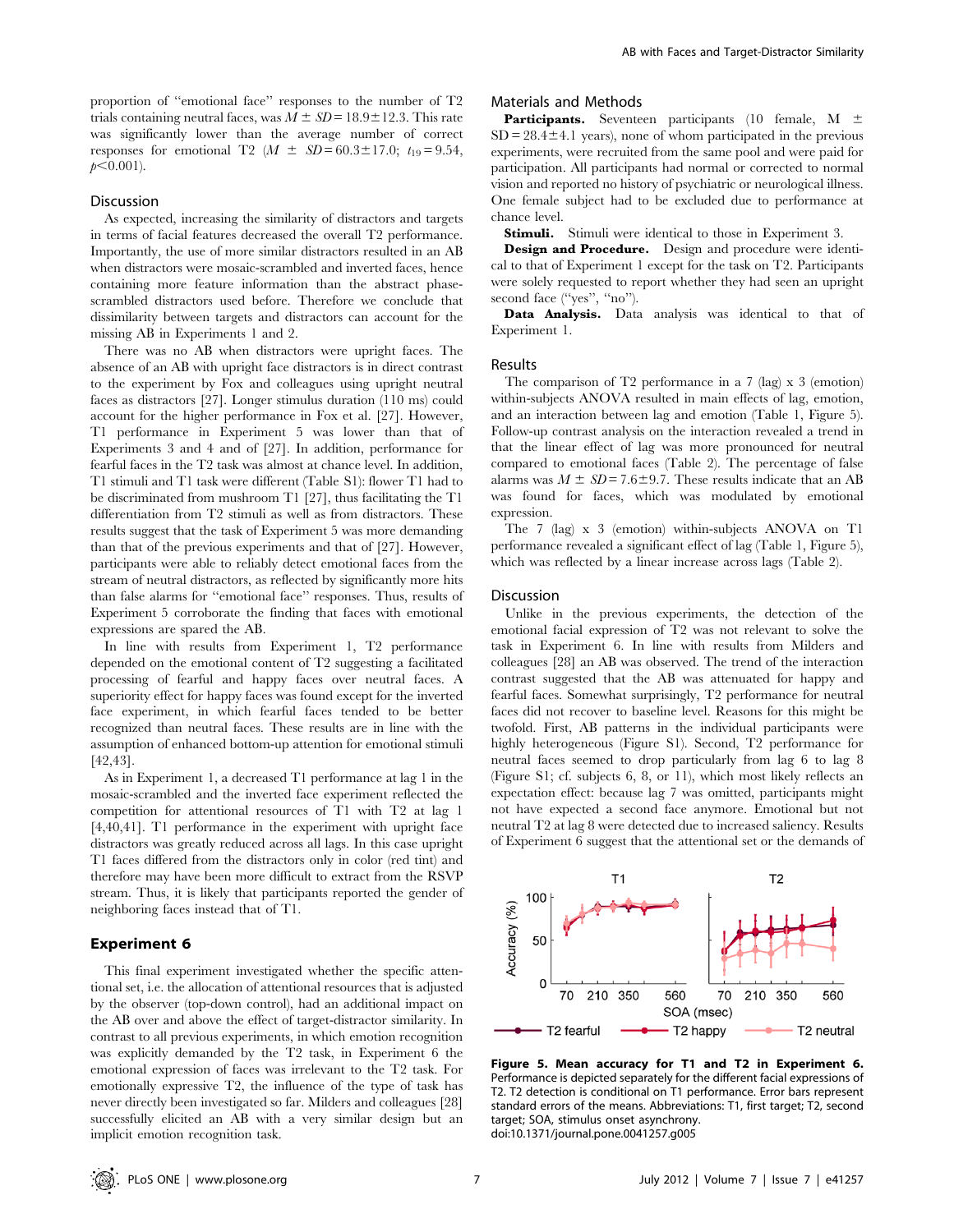proportion of "emotional face" responses to the number of T2 trials containing neutral faces, was $M \pm SD = 18.9 \pm 12.3$. This rate was significantly lower than the average number of correct responses for emotional T2 ($M \pm SD = 60.3 \pm 17.0$; $t_{19} = 9.54$, $p < 0.001$).

## Discussion

As expected, increasing the similarity of distractors and targets in terms of facial features decreased the overall T2 performance. Importantly, the use of more similar distractors resulted in an AB when distractors were mosaic-scrambled and inverted faces, hence containing more feature information than the abstract phase-scrambled distractors used before. Therefore we conclude that dissimilarity between targets and distractors can account for the missing AB in Experiments 1 and 2.

There was no AB when distractors were upright faces. The absence of an AB with upright face distractors is in direct contrast to the experiment by Fox and colleagues using upright neutral faces as distractors [27]. Longer stimulus duration (110 ms) could account for the higher performance in Fox et al. [27]. However, T1 performance in Experiment 5 was lower than that of Experiments 3 and 4 and of [27]. In addition, performance for fearful faces in the T2 task was almost at chance level. In addition, T1 stimuli and T1 task were different (Table S1): flower T1 had to be discriminated from mushroom T1 [27], thus facilitating the T1 differentiation from T2 stimuli as well as from distractors. These results suggest that the task of Experiment 5 was more demanding than that of the previous experiments and that of [27]. However, participants were able to reliably detect emotional faces from the stream of neutral distractors, as reflected by significantly more hits than false alarms for "emotional face" responses. Thus, results of Experiment 5 corroborate the finding that faces with emotional expressions are spared the AB.

In line with results from Experiment 1, T2 performance depended on the emotional content of T2 suggesting a facilitated processing of fearful and happy faces over neutral faces. A superiority effect for happy faces was found except for the inverted face experiment, in which fearful faces tended to be better recognized than neutral faces. These results are in line with the assumption of enhanced bottom-up attention for emotional stimuli [42,43].

As in Experiment 1, a decreased T1 performance at lag 1 in the mosaic-scrambled and the inverted face experiment reflected the competition for attentional resources of T1 with T2 at lag 1 [4,40,41]. T1 performance in the experiment with upright face distractors was greatly reduced across all lags. In this case upright T1 faces differed from the distractors only in color (red tint) and therefore may have been more difficult to extract from the RSVP stream. Thus, it is likely that participants reported the gender of neighboring faces instead that of T1.

# Experiment 6

This final experiment investigated whether the specific attentional set, i.e. the allocation of attentional resources that is adjusted by the observer (top-down control), had an additional impact on the AB over and above the effect of target-distractor similarity. In contrast to all previous experiments, in which emotion recognition was explicitly demanded by the T2 task, in Experiment 6 the emotional expression of faces was irrelevant to the T2 task. For emotionally expressive T2, the influence of the type of task has never directly been investigated so far. Milders and colleagues [28] successfully elicited an AB with a very similar design but an implicit emotion recognition task.

## Materials and Methods

**Participants.** Seventeen participants (10 female, $M \pm SD = 28.4 \pm 4.1$ years), none of whom participated in the previous experiments, were recruited from the same pool and were paid for participation. All participants had normal or corrected to normal vision and reported no history of psychiatric or neurological illness. One female subject had to be excluded due to performance at chance level.

**Stimuli.** Stimuli were identical to those in Experiment 3.

**Design and Procedure.** Design and procedure were identical to that of Experiment 1 except for the task on T2. Participants were solely requested to report whether they had seen an upright second face ("yes", "no").

**Data Analysis.** Data analysis was identical to that of Experiment 1.

## Results

The comparison of T2 performance in a 7 (lag) x 3 (emotion) within-subjects ANOVA resulted in main effects of lag, emotion, and an interaction between lag and emotion (Table 1, Figure 5). Follow-up contrast analysis on the interaction revealed a trend in that the linear effect of lag was more pronounced for neutral compared to emotional faces (Table 2). The percentage of false alarms was $M \pm SD = 7.6 \pm 9.7$. These results indicate that an AB was found for faces, which was modulated by emotional expression.

The 7 (lag) x 3 (emotion) within-subjects ANOVA on T1 performance revealed a significant effect of lag (Table 1, Figure 5), which was reflected by a linear increase across lags (Table 2).

## Discussion

Unlike in the previous experiments, the detection of the emotional facial expression of T2 was not relevant to solve the task in Experiment 6. In line with results from Milders and colleagues [28] an AB was observed. The trend of the interaction contrast suggested that the AB was attenuated for happy and fearful faces. Somewhat surprisingly, T2 performance for neutral faces did not recover to baseline level. Reasons for this might be twofold. First, AB patterns in the individual participants were highly heterogeneous (Figure S1). Second, T2 performance for neutral faces seemed to drop particularly from lag 6 to lag 8 (Figure S1; cf. subjects 6, 8, or 11), which most likely reflects an expectation effect: because lag 7 was omitted, participants might not have expected a second face anymore. Emotional but not neutral T2 at lag 8 were detected due to increased saliency. Results of Experiment 6 suggest that the attentional set or the demands of

T1
T2
Accuracy (%)
100
50
0
70 210 350 560
70 210 350 560
SOA (msec)
T2 fearful
T2 happy
T2 neutral

**Figure 5. Mean accuracy for T1 and T2 in Experiment 6.** Performance is depicted separately for the different facial expressions of T2. T2 detection is conditional on T1 performance. Error bars represent standard errors of the means. Abbreviations: T1, first target; T2, second target; SOA, stimulus onset asynchrony.
doi:10.1371/journal.pone.0041257.g005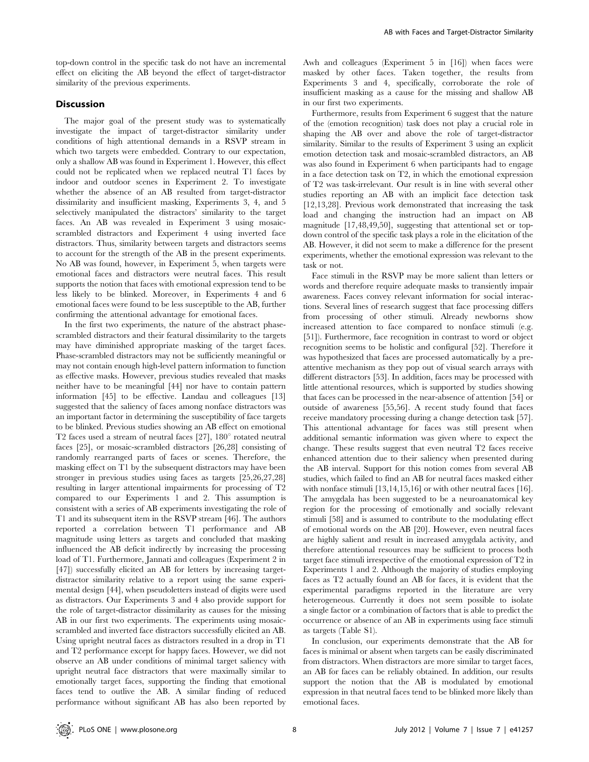top-down control in the specific task do not have an incremental effect on eliciting the AB beyond the effect of target-distractor similarity of the previous experiments.

## Discussion

The major goal of the present study was to systematically investigate the impact of target-distractor similarity under conditions of high attentional demands in a RSVP stream in which two targets were embedded. Contrary to our expectation, only a shallow AB was found in Experiment 1. However, this effect could not be replicated when we replaced neutral T1 faces by indoor and outdoor scenes in Experiment 2. To investigate whether the absence of an AB resulted from target-distractor dissimilarity and insufficient masking, Experiments 3, 4, and 5 selectively manipulated the distractors' similarity to the target faces. An AB was revealed in Experiment 3 using mosaic-scrambled distractors and Experiment 4 using inverted face distractors. Thus, similarity between targets and distractors seems to account for the strength of the AB in the present experiments. No AB was found, however, in Experiment 5, when targets were emotional faces and distractors were neutral faces. This result supports the notion that faces with emotional expression tend to be less likely to be blinked. Moreover, in Experiments 4 and 6 emotional faces were found to be less susceptible to the AB, further confirming the attentional advantage for emotional faces.

In the first two experiments, the nature of the abstract phase-scrambled distractors and their featural dissimilarity to the targets may have diminished appropriate masking of the target faces. Phase-scrambled distractors may not be sufficiently meaningful or may not contain enough high-level pattern information to function as effective masks. However, previous studies revealed that masks neither have to be meaningful [44] nor have to contain pattern information [45] to be effective. Landau and colleagues [13] suggested that the saliency of faces among nonface distractors was an important factor in determining the susceptibility of face targets to be blinked. Previous studies showing an AB effect on emotional T2 faces used a stream of neutral faces [27], 180° rotated neutral faces [25], or mosaic-scrambled distractors [26,28] consisting of randomly rearranged parts of faces or scenes. Therefore, the masking effect on T1 by the subsequent distractors may have been stronger in previous studies using faces as targets [25,26,27,28] resulting in larger attentional impairments for processing of T2 compared to our Experiments 1 and 2. This assumption is consistent with a series of AB experiments investigating the role of T1 and its subsequent item in the RSVP stream [46]. The authors reported a correlation between T1 performance and AB magnitude using letters as targets and concluded that masking influenced the AB deficit indirectly by increasing the processing load of T1. Furthermore, Jannati and colleagues (Experiment 2 in [47]) successfully elicited an AB for letters by increasing target-distractor similarity relative to a report using the same experimental design [44], when pseudoletters instead of digits were used as distractors. Our Experiments 3 and 4 also provide support for the role of target-distractor dissimilarity as causes for the missing AB in our first two experiments. The experiments using mosaic-scrambled and inverted face distractors successfully elicited an AB. Using upright neutral faces as distractors resulted in a drop in T1 and T2 performance except for happy faces. However, we did not observe an AB under conditions of minimal target saliency with upright neutral face distractors that were maximally similar to emotionally target faces, supporting the finding that emotional faces tend to outlive the AB. A similar finding of reduced performance without significant AB has also been reported by Awh and colleagues (Experiment 5 in [16]) when faces were masked by other faces. Taken together, the results from Experiments 3 and 4, specifically, corroborate the role of insufficient masking as a cause for the missing and shallow AB in our first two experiments.

Furthermore, results from Experiment 6 suggest that the nature of the (emotion recognition) task does not play a crucial role in shaping the AB over and above the role of target-distractor similarity. Similar to the results of Experiment 3 using an explicit emotion detection task and mosaic-scrambled distractors, an AB was also found in Experiment 6 when participants had to engage in a face detection task on T2, in which the emotional expression of T2 was task-irrelevant. Our result is in line with several other studies reporting an AB with an implicit face detection task [12,13,28]. Previous work demonstrated that increasing the task load and changing the instruction had an impact on AB magnitude [17,48,49,50], suggesting that attentional set or top-down control of the specific task plays a role in the elicitation of the AB. However, it did not seem to make a difference for the present experiments, whether the emotional expression was relevant to the task or not.

Face stimuli in the RSVP may be more salient than letters or words and therefore require adequate masks to transiently impair awareness. Faces convey relevant information for social interactions. Several lines of research suggest that face processing differs from processing of other stimuli. Already newborns show increased attention to face compared to nonface stimuli (e.g. [51]). Furthermore, face recognition in contrast to word or object recognition seems to be holistic and configural [52]. Therefore it was hypothesized that faces are processed automatically by a pre-attentive mechanism as they pop out of visual search arrays with different distractors [53]. In addition, faces may be processed with little attentional resources, which is supported by studies showing that faces can be processed in the near-absence of attention [54] or outside of awareness [55,56]. A recent study found that faces receive mandatory processing during a change detection task [57]. This attentional advantage for faces was still present when additional semantic information was given where to expect the change. These results suggest that even neutral T2 faces receive enhanced attention due to their saliency when presented during the AB interval. Support for this notion comes from several AB studies, which failed to find an AB for neutral faces masked either with nonface stimuli [13,14,15,16] or with other neutral faces [16]. The amygdala has been suggested to be a neuroanatomical key region for the processing of emotionally and socially relevant stimuli [58] and is assumed to contribute to the modulating effect of emotional words on the AB [20]. However, even neutral faces are highly salient and result in increased amygdala activity, and therefore attentional resources may be sufficient to process both target face stimuli irrespective of the emotional expression of T2 in Experiments 1 and 2. Although the majority of studies employing faces as T2 actually found an AB for faces, it is evident that the experimental paradigms reported in the literature are very heterogeneous. Currently it does not seem possible to isolate a single factor or a combination of factors that is able to predict the occurrence or absence of an AB in experiments using face stimuli as targets (Table S1).

In conclusion, our experiments demonstrate that the AB for faces is minimal or absent when targets can be easily discriminated from distractors. When distractors are more similar to target faces, an AB for faces can be reliably obtained. In addition, our results support the notion that the AB is modulated by emotional expression in that neutral faces tend to be blinked more likely than emotional faces.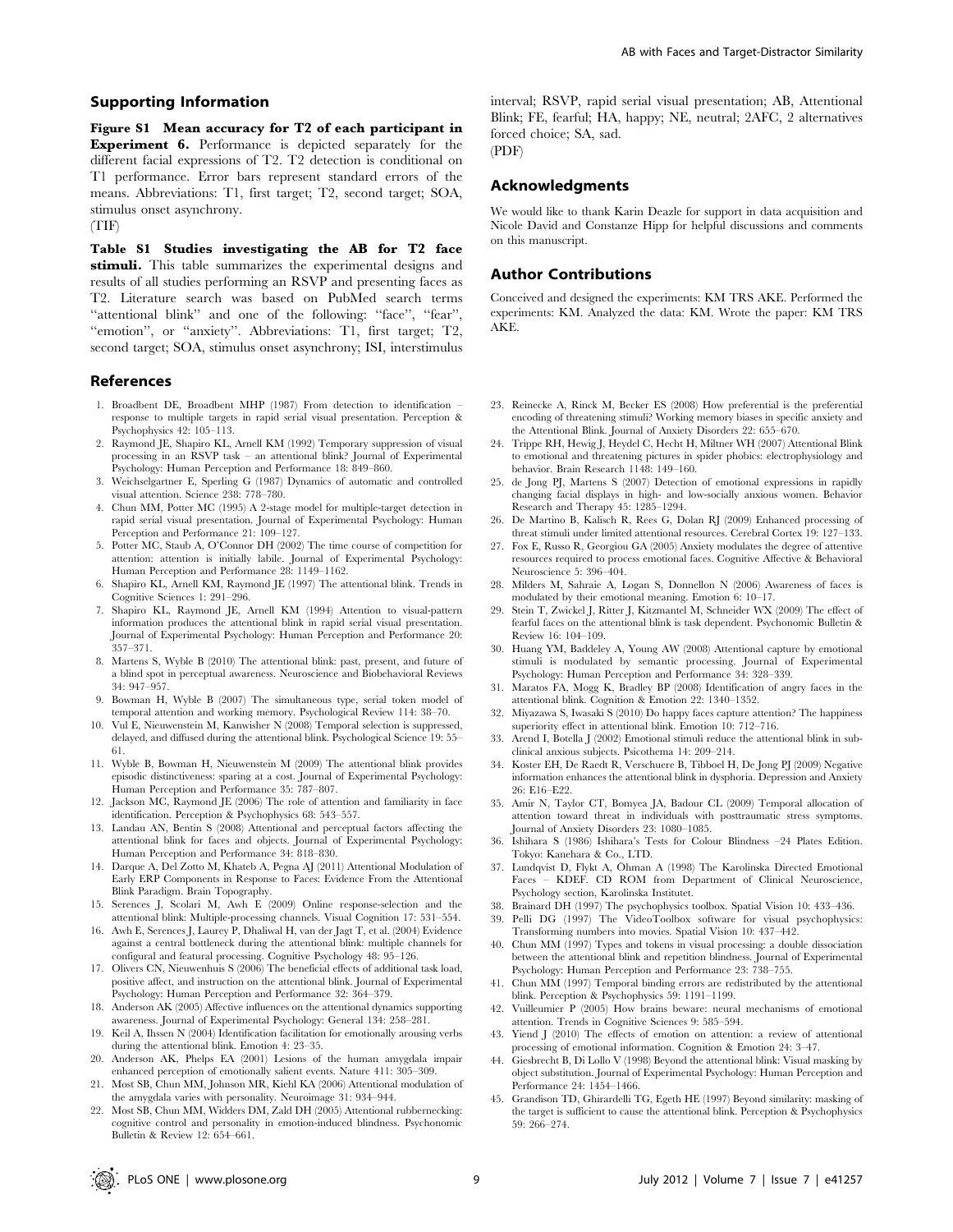## Supporting Information

**Figure S1 Mean accuracy for T2 of each participant in Experiment 6.** Performance is depicted separately for the different facial expressions of T2. T2 detection is conditional on T1 performance. Error bars represent standard errors of the means. Abbreviations: T1, first target; T2, second target; SOA, stimulus onset asynchrony.
(TIF)

**Table S1 Studies investigating the AB for T2 face stimuli.** This table summarizes the experimental designs and results of all studies performing an RSVP and presenting faces as T2. Literature search was based on PubMed search terms "attentional blink" and one of the following: "face", "fear", "emotion", or "anxiety". Abbreviations: T1, first target; T2, second target; SOA, stimulus onset asynchrony; ISI, interstimulus interval; RSVP, rapid serial visual presentation; AB, Attentional Blink; FE, fearful; HA, happy; NE, neutral; 2AFC, 2 alternatives forced choice; SA, sad.
(PDF)

## Acknowledgments

We would like to thank Karin Deazle for support in data acquisition and Nicole David and Constanze Hipp for helpful discussions and comments on this manuscript.

## Author Contributions

Conceived and designed the experiments: KM TRS AKE. Performed the experiments: KM. Analyzed the data: KM. Wrote the paper: KM TRS AKE.

## References

1. Broadbent DE, Broadbent MHP (1987) From detection to identification – response to multiple targets in rapid serial visual presentation. Perception & Psychophysics 42: 105–113.
2. Raymond JE, Shapiro KL, Arnell KM (1992) Temporary suppression of visual processing in an RSVP task – an attentional blink? Journal of Experimental Psychology: Human Perception and Performance 18: 849–860.
3. Weichselgartner E, Sperling G (1987) Dynamics of automatic and controlled visual attention. Science 238: 778–780.
4. Chun MM, Potter MC (1995) A 2-stage model for multiple-target detection in rapid serial visual presentation. Journal of Experimental Psychology: Human Perception and Performance 21: 109–127.
5. Potter MC, Staub A, O'Connor DH (2002) The time course of competition for attention: attention is initially labile. Journal of Experimental Psychology: Human Perception and Performance 28: 1149–1162.
6. Shapiro KL, Arnell KM, Raymond JE (1997) The attentional blink. Trends in Cognitive Sciences 1: 291–296.
7. Shapiro KL, Raymond JE, Arnell KM (1994) Attention to visual-pattern information produces the attentional blink in rapid serial visual presentation. Journal of Experimental Psychology: Human Perception and Performance 20: 357–371.
8. Martens S, Wyble B (2010) The attentional blink: past, present, and future of a blind spot in perceptual awareness. Neuroscience and Biobehavioral Reviews 34: 947–957.
9. Bowman H, Wyble B (2007) The simultaneous type, serial token model of temporal attention and working memory. Psychological Review 114: 38–70.
10. Vul E, Nieuwenstein M, Kanwisher N (2008) Temporal selection is suppressed, delayed, and diffused during the attentional blink. Psychological Science 19: 55–61.
11. Wyble B, Bowman H, Nieuwenstein M (2009) The attentional blink provides episodic distinctiveness: sparing at a cost. Journal of Experimental Psychology: Human Perception and Performance 35: 787–807.
12. Jackson MC, Raymond JE (2006) The role of attention and familiarity in face identification. Perception & Psychophysics 68: 543–557.
13. Landau AN, Bentin S (2008) Attentional and perceptual factors affecting the attentional blink for faces and objects. Journal of Experimental Psychology: Human Perception and Performance 34: 818–830.
14. Darque A, Del Zotto M, Khateb A, Pegna AJ (2011) Attentional Modulation of Early ERP Components in Response to Faces: Evidence From the Attentional Blink Paradigm. Brain Topography.
15. Serences J, Scolari M, Awh E (2009) Online response-selection and the attentional blink: Multiple-processing channels. Visual Cognition 17: 531–554.
16. Awh E, Serences J, Laurey P, Dhaliwal H, van der Jagt T, et al. (2004) Evidence against a central bottleneck during the attentional blink: multiple channels for configural and featural processing. Cognitive Psychology 48: 95–126.
17. Olivers CN, Nieuwenhuis S (2006) The beneficial effects of additional task load, positive affect, and instruction on the attentional blink. Journal of Experimental Psychology: Human Perception and Performance 32: 364–379.
18. Anderson AK (2005) Affective influences on the attentional dynamics supporting awareness. Journal of Experimental Psychology: General 134: 258–281.
19. Keil A, Ihssen N (2004) Identification facilitation for emotionally arousing verbs during the attentional blink. Emotion 4: 23–35.
20. Anderson AK, Phelps EA (2001) Lesions of the human amygdala impair enhanced perception of emotionally salient events. Nature 411: 305–309.
21. Most SB, Chun MM, Johnson MR, Kiehl KA (2006) Attentional modulation of the amygdala varies with personality. Neuroimage 31: 934–944.
22. Most SB, Chun MM, Widders DM, Zald DH (2005) Attentional rubbernecking: cognitive control and personality in emotion-induced blindness. Psychonomic Bulletin & Review 12: 654–661.
23. Reinecke A, Rinck M, Becker ES (2008) How preferential is the preferential encoding of threatening stimuli? Working memory biases in specific anxiety and the Attentional Blink. Journal of Anxiety Disorders 22: 655–670.
24. Trippe RH, Hewig J, Heydel C, Hecht H, Miltner WH (2007) Attentional Blink to emotional and threatening pictures in spider phobics: electrophysiology and behavior. Brain Research 1148: 149–160.
25. de Jong PJ, Martens S (2007) Detection of emotional expressions in rapidly changing facial displays in high- and low-socially anxious women. Behavior Research and Therapy 45: 1285–1294.
26. De Martino B, Kalisch R, Rees G, Dolan RJ (2009) Enhanced processing of threat stimuli under limited attentional resources. Cerebral Cortex 19: 127–133.
27. Fox E, Russo R, Georgiou GA (2005) Anxiety modulates the degree of attentive resources required to process emotional faces. Cognitive Affective & Behavioral Neuroscience 5: 396–404.
28. Milders M, Sahraie A, Logan S, Donnellon N (2006) Awareness of faces is modulated by their emotional meaning. Emotion 6: 10–17.
29. Stein T, Zwickel J, Ritter J, Kitzmantel M, Schneider WX (2009) The effect of fearful faces on the attentional blink is task dependent. Psychonomic Bulletin & Review 16: 104–109.
30. Huang YM, Baddeley A, Young AW (2008) Attentional capture by emotional stimuli is modulated by semantic processing. Journal of Experimental Psychology: Human Perception and Performance 34: 328–339.
31. Maratos FA, Mogg K, Bradley BP (2008) Identification of angry faces in the attentional blink. Cognition & Emotion 22: 1340–1352.
32. Miyazawa S, Iwasaki S (2010) Do happy faces capture attention? The happiness superiority effect in attentional blink. Emotion 10: 712–716.
33. Arend I, Botella J (2002) Emotional stimuli reduce the attentional blink in sub-clinical anxious subjects. Psicothema 14: 209–214.
34. Koster EH, De Raedt R, Verschuere B, Tibboel H, De Jong PJ (2009) Negative information enhances the attentional blink in dysphoria. Depression and Anxiety 26: E16–E22.
35. Amir N, Taylor CT, Bomyea JA, Badour CL (2009) Temporal allocation of attention toward threat in individuals with posttraumatic stress symptoms. Journal of Anxiety Disorders 23: 1080–1085.
36. Ishihara S (1986) Ishihara's Tests for Colour Blindness –24 Plates Edition. Tokyo: Kanehara & Co., LTD.
37. Lundqvist D, Flykt A, Ohman A (1998) The Karolinska Directed Emotional Faces – KDEF. CD ROM from Department of Clinical Neuroscience, Psychology section, Karolinska Institutet.
38. Brainard DH (1997) The psychophysics toolbox. Spatial Vision 10: 433–436.
39. Pelli DG (1997) The VideoToolbox software for visual psychophysics: Transforming numbers into movies. Spatial Vision 10: 437–442.
40. Chun MM (1997) Types and tokens in visual processing: a double dissociation between the attentional blink and repetition blindness. Journal of Experimental Psychology: Human Perception and Performance 23: 738–755.
41. Chun MM (1997) Temporal binding errors are redistributed by the attentional blink. Perception & Psychophysics 59: 1191–1199.
42. Vuilleumier P (2005) How brains beware: neural mechanisms of emotional attention. Trends in Cognitive Sciences 9: 585–594.
43. Yiend J (2010) The effects of emotion on attention: a review of attentional processing of emotional information. Cognition & Emotion 24: 3–47.
44. Giesbrecht B, Di Lollo V (1998) Beyond the attentional blink: Visual masking by object substitution. Journal of Experimental Psychology: Human Perception and Performance 24: 1454–1466.
45. Grandison TD, Ghirardelli TG, Egeth HE (1997) Beyond similarity: masking of the target is sufficient to cause the attentional blink. Perception & Psychophysics 59: 266–274.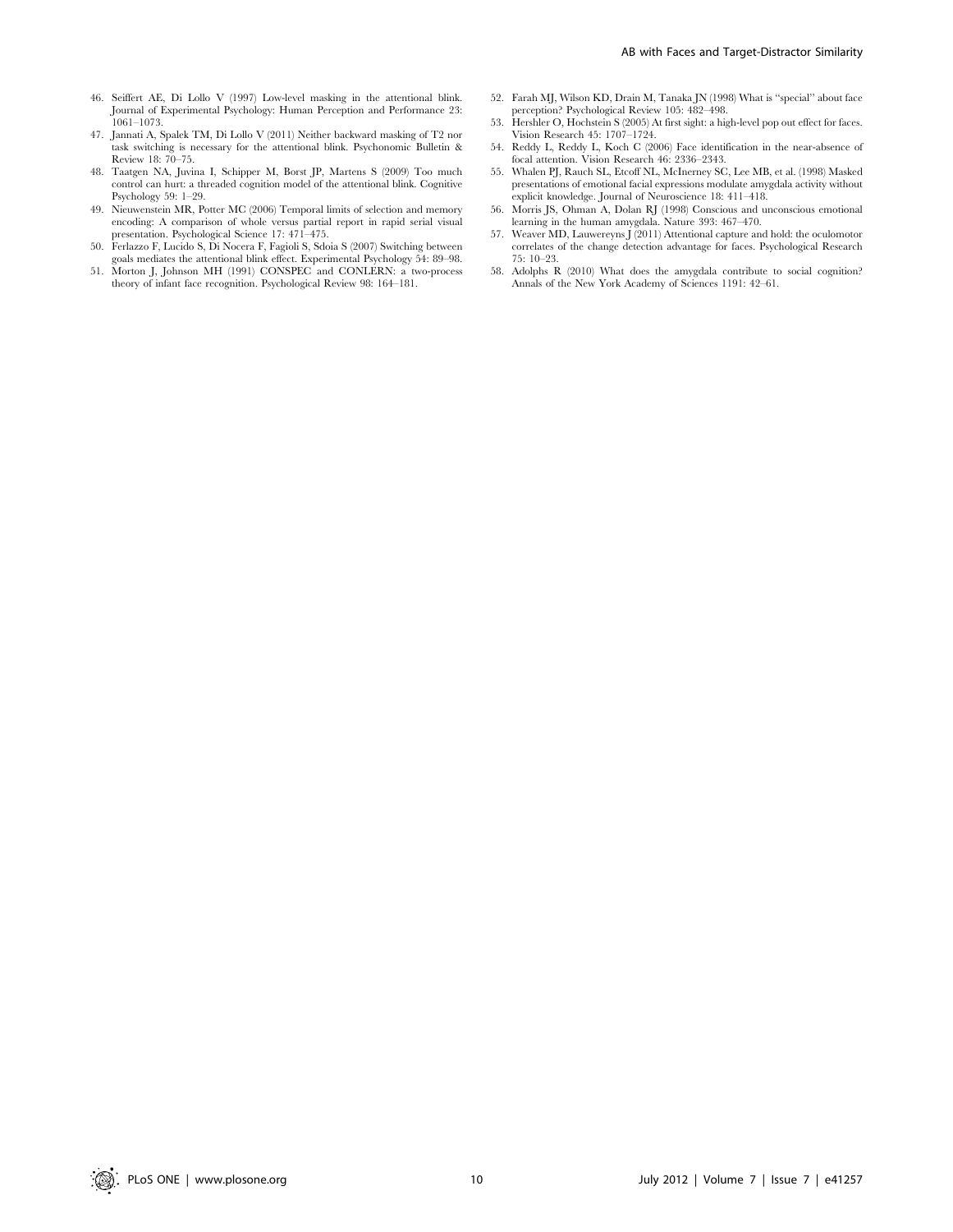46. Seiffert AE, Di Lollo V (1997) Low-level masking in the attentional blink. Journal of Experimental Psychology: Human Perception and Performance 23: 1061–1073.
47. Jannati A, Spalek TM, Di Lollo V (2011) Neither backward masking of T2 nor task switching is necessary for the attentional blink. Psychonomic Bulletin & Review 18: 70–75.
48. Taatgen NA, Juvina I, Schipper M, Borst JP, Martens S (2009) Too much control can hurt: a threaded cognition model of the attentional blink. Cognitive Psychology 59: 1–29.
49. Nieuwenstein MR, Potter MC (2006) Temporal limits of selection and memory encoding: A comparison of whole versus partial report in rapid serial visual presentation. Psychological Science 17: 471–475.
50. Ferlazzo F, Lucido S, Di Nocera F, Fagioli S, Sdoia S (2007) Switching between goals mediates the attentional blink effect. Experimental Psychology 54: 89–98.
51. Morton J, Johnson MH (1991) CONSPEC and CONLERN: a two-process theory of infant face recognition. Psychological Review 98: 164–181.
52. Farah MJ, Wilson KD, Drain M, Tanaka JN (1998) What is "special" about face perception? Psychological Review 105: 482–498.
53. Hershler O, Hochstein S (2005) At first sight: a high-level pop out effect for faces. Vision Research 45: 1707–1724.
54. Reddy L, Reddy L, Koch C (2006) Face identification in the near-absence of focal attention. Vision Research 46: 2336–2343.
55. Whalen PJ, Rauch SL, Etcoff NL, McInerney SC, Lee MB, et al. (1998) Masked presentations of emotional facial expressions modulate amygdala activity without explicit knowledge. Journal of Neuroscience 18: 411–418.
56. Morris JS, Ohman A, Dolan RJ (1998) Conscious and unconscious emotional learning in the human amygdala. Nature 393: 467–470.
57. Weaver MD, Lauwereyns J (2011) Attentional capture and hold: the oculomotor correlates of the change detection advantage for faces. Psychological Research 75: 10–23.
58. Adolphs R (2010) What does the amygdala contribute to social cognition? Annals of the New York Academy of Sciences 1191: 42–61.